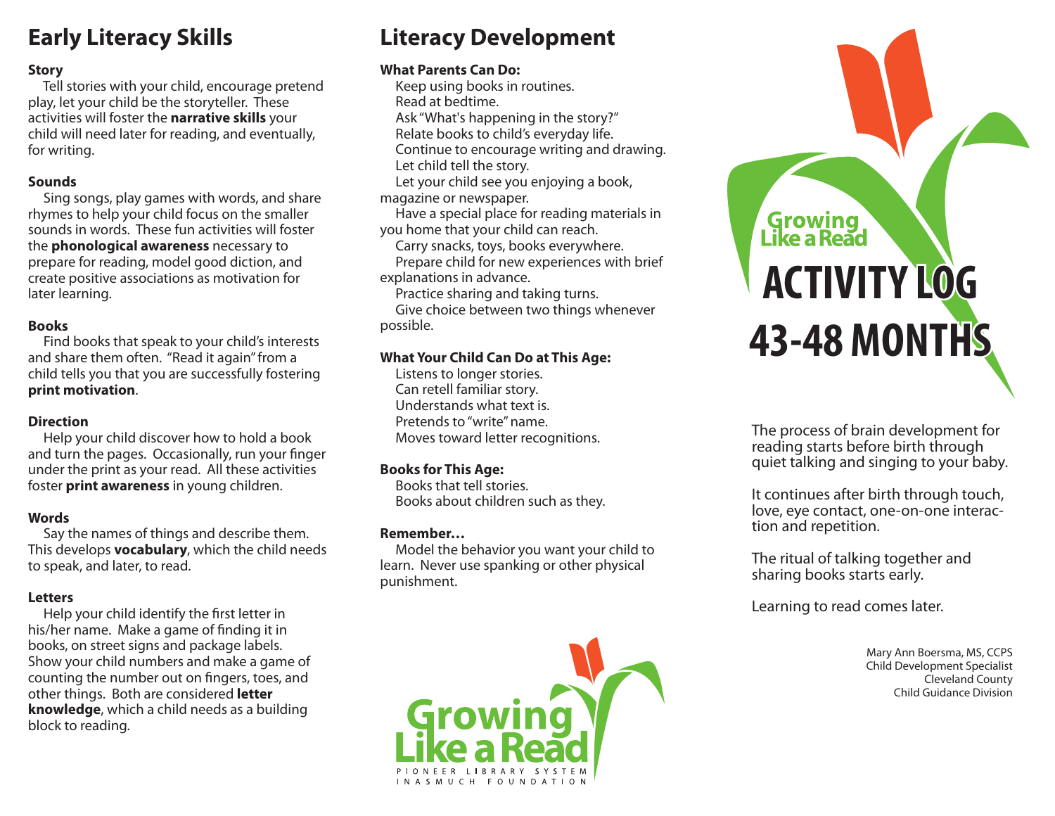## Early Literacy Skills

**Story**

Tell stories with your child, encourage pretend play, let your child be the storyteller. These activities will foster the **narrative skills** your child will need later for reading, and eventually, for writing.

**Sounds**

Sing songs, play games with words, and share rhymes to help your child focus on the smaller sounds in words. These fun activities will foster the **phonological awareness** necessary to prepare for reading, model good diction, and create positive associations as motivation for later learning.

**Books**

Find books that speak to your child's interests and share them often. "Read it again" from a child tells you that you are successfully fostering **print motivation**.

**Direction**

Help your child discover how to hold a book and turn the pages. Occasionally, run your finger under the print as your read. All these activities foster **print awareness** in young children.

**Words**

Say the names of things and describe them. This develops **vocabulary**, which the child needs to speak, and later, to read.

**Letters**

Help your child identify the first letter in his/her name. Make a game of finding it in books, on street signs and package labels. Show your child numbers and make a game of counting the number out on fingers, toes, and other things. Both are considered **letter knowledge**, which a child needs as a building block to reading.

## Literacy Development

**What Parents Can Do:**

Keep using books in routines.
Read at bedtime.
Ask "What's happening in the story?"
Relate books to child's everyday life.
Continue to encourage writing and drawing.
Let child tell the story.
Let your child see you enjoying a book, magazine or newspaper.
Have a special place for reading materials in you home that your child can reach.
Carry snacks, toys, books everywhere.
Prepare child for new experiences with brief explanations in advance.
Practice sharing and taking turns.
Give choice between two things whenever possible.

**What Your Child Can Do at This Age:**

Listens to longer stories.
Can retell familiar story.
Understands what text is.
Pretends to "write" name.
Moves toward letter recognitions.

**Books for This Age:**

Books that tell stories.
Books about children such as they.

**Remember…**

Model the behavior you want your child to learn. Never use spanking or other physical punishment.

Growing Like a Read
PIONEER LIBRARY SYSTEM
INASMUCH FOUNDATION

Growing Like a Read

# ACTIVITY LOG 43-48 MONTHS

The process of brain development for reading starts before birth through quiet talking and singing to your baby.

It continues after birth through touch, love, eye contact, one-on-one interaction and repetition.

The ritual of talking together and sharing books starts early.

Learning to read comes later.

Mary Ann Boersma, MS, CCPS
Child Development Specialist
Cleveland County
Child Guidance Division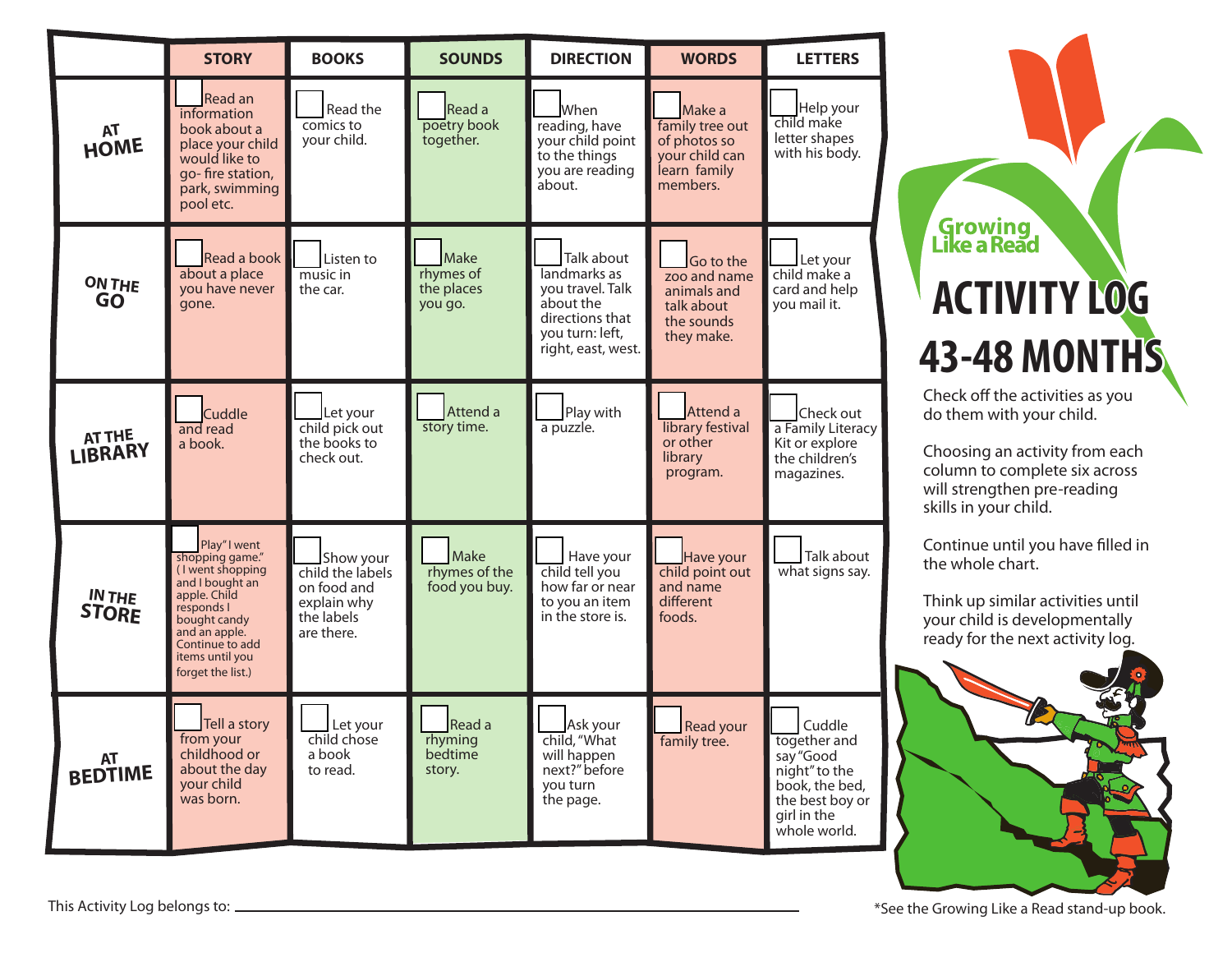# ACTIVITY LOG 43-48 MONTHS

Growing Like a Read

Check off the activities as you do them with your child.

Choosing an activity from each column to complete six across will strengthen pre-reading skills in your child.

Continue until you have filled in the whole chart.

Think up similar activities until your child is developmentally ready for the next activity log.

| | STORY | BOOKS | SOUNDS | DIRECTION | WORDS | LETTERS |
|---|---|---|---|---|---|---|
| **AT HOME** | ☐ Read an information book about a place your child would like to go- fire station, park, swimming pool etc. | ☐ Read the comics to your child. | ☐ Read a poetry book together. | ☐ When reading, have your child point to the things you are reading about. | ☐ Make a family tree out of photos so your child can learn family members. | ☐ Help your child make letter shapes with his body. |
| **ON THE GO** | ☐ Read a book about a place you have never gone. | ☐ Listen to music in the car. | ☐ Make rhymes of the places you go. | ☐ Talk about landmarks as you travel. Talk about the directions that you turn: left, right, east, west. | ☐ Go to the zoo and name animals and talk about the sounds they make. | ☐ Let your child make a card and help you mail it. |
| **AT THE LIBRARY** | ☐ Cuddle and read a book. | ☐ Let your child pick out the books to check out. | ☐ Attend a story time. | ☐ Play with a puzzle. | ☐ Attend a library festival or other library program. | ☐ Check out a Family Literacy Kit or explore the children's magazines. |
| **IN THE STORE** | ☐ Play" I went shopping game." ( I went shopping and I bought an apple. Child responds I bought candy and an apple. Continue to add items until you forget the list.) | ☐ Show your child the labels on food and explain why the labels are there. | ☐ Make rhymes of the food you buy. | ☐ Have your child tell you how far or near to you an item in the store is. | ☐ Have your child point out and name different foods. | ☐ Talk about what signs say. |
| **AT BEDTIME** | ☐ Tell a story from your childhood or about the day your child was born. | ☐ Let your child chose a book to read. | ☐ Read a rhyming bedtime story. | ☐ Ask your child, "What will happen next?" before you turn the page. | ☐ Read your family tree. | ☐ Cuddle together and say "Good night" to the book, the bed, the best boy or girl in the whole world. |

This Activity Log belongs to: ______________________________

*See the Growing Like a Read stand-up book.